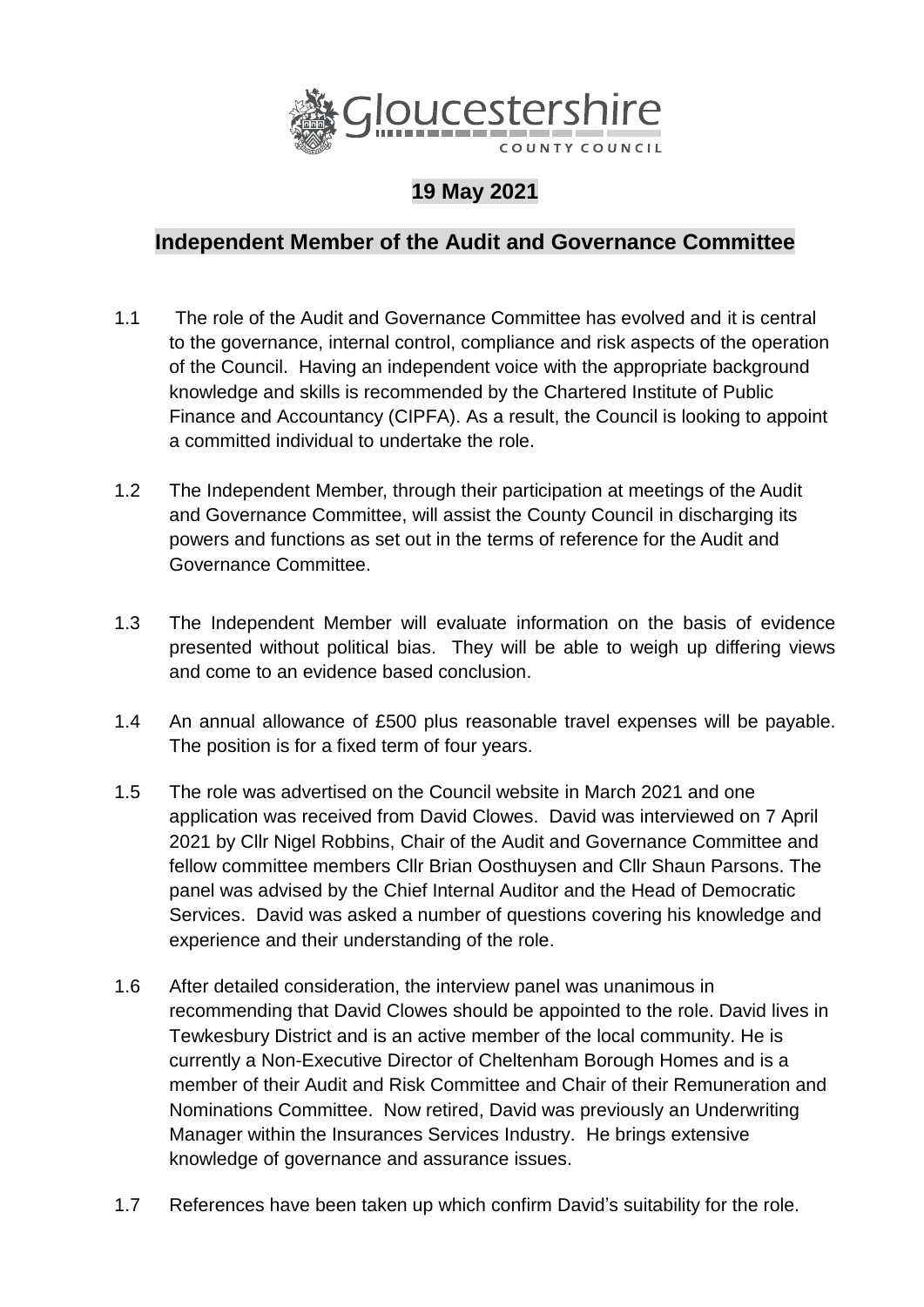Gloucestershire County Council

## 19 May 2021

## Independent Member of the Audit and Governance Committee

1.1 The role of the Audit and Governance Committee has evolved and it is central to the governance, internal control, compliance and risk aspects of the operation of the Council. Having an independent voice with the appropriate background knowledge and skills is recommended by the Chartered Institute of Public Finance and Accountancy (CIPFA). As a result, the Council is looking to appoint a committed individual to undertake the role.

1.2 The Independent Member, through their participation at meetings of the Audit and Governance Committee, will assist the County Council in discharging its powers and functions as set out in the terms of reference for the Audit and Governance Committee.

1.3 The Independent Member will evaluate information on the basis of evidence presented without political bias. They will be able to weigh up differing views and come to an evidence based conclusion.

1.4 An annual allowance of £500 plus reasonable travel expenses will be payable. The position is for a fixed term of four years.

1.5 The role was advertised on the Council website in March 2021 and one application was received from David Clowes. David was interviewed on 7 April 2021 by Cllr Nigel Robbins, Chair of the Audit and Governance Committee and fellow committee members Cllr Brian Oosthuysen and Cllr Shaun Parsons. The panel was advised by the Chief Internal Auditor and the Head of Democratic Services. David was asked a number of questions covering his knowledge and experience and their understanding of the role.

1.6 After detailed consideration, the interview panel was unanimous in recommending that David Clowes should be appointed to the role. David lives in Tewkesbury District and is an active member of the local community. He is currently a Non-Executive Director of Cheltenham Borough Homes and is a member of their Audit and Risk Committee and Chair of their Remuneration and Nominations Committee. Now retired, David was previously an Underwriting Manager within the Insurances Services Industry. He brings extensive knowledge of governance and assurance issues.

1.7 References have been taken up which confirm David's suitability for the role.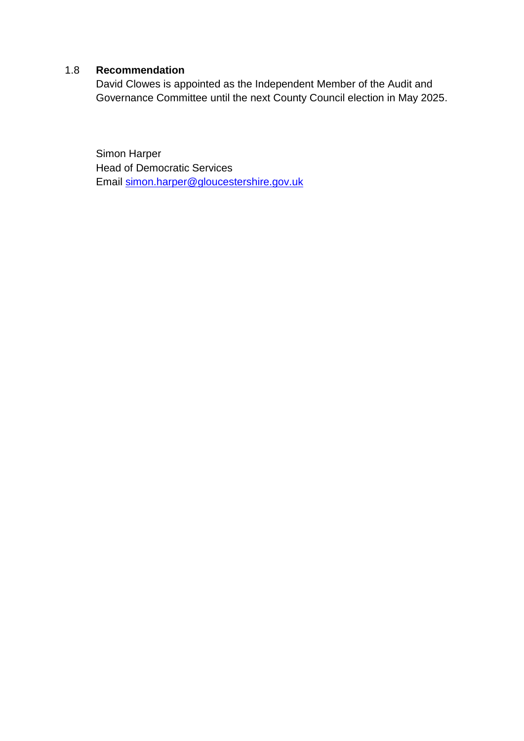1.8 **Recommendation**

David Clowes is appointed as the Independent Member of the Audit and Governance Committee until the next County Council election in May 2025.

Simon Harper
Head of Democratic Services
Email simon.harper@gloucestershire.gov.uk